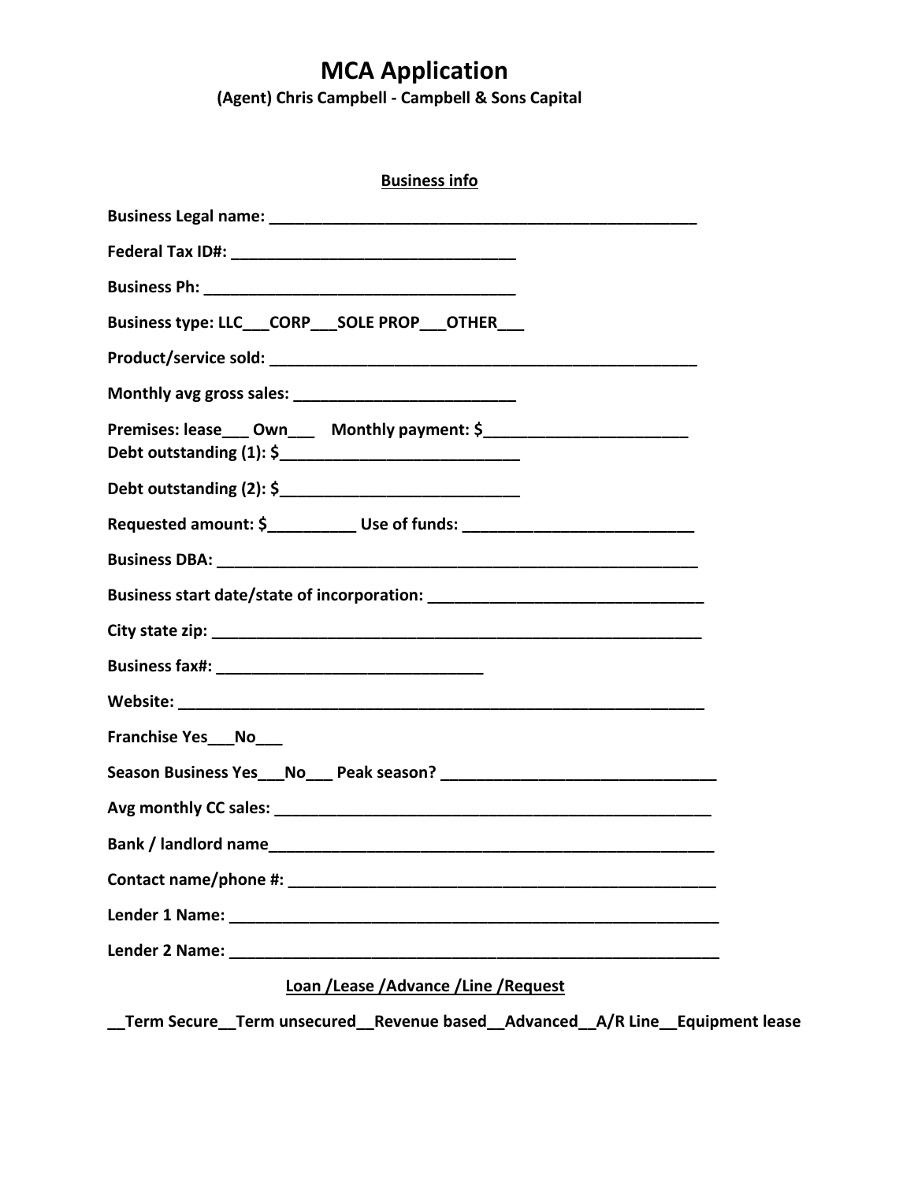# MCA Application

**(Agent) Chris Campbell - Campbell & Sons Capital**

**Business info**

**Business Legal name:** ___________________________________________________

**Federal Tax ID#:** _________________________________

**Business Ph:** ____________________________________

**Business type: LLC___CORP___SOLE PROP___OTHER___**

**Product/service sold:** ___________________________________________________

**Monthly avg gross sales:** __________________________

**Premises: lease___ Own___ Monthly payment: $________________________**
**Debt outstanding (1): $___________________________**

**Debt outstanding (2): $___________________________**

**Requested amount: $__________ Use of funds:** ___________________________

**Business DBA:** _________________________________________________________

**Business start date/state of incorporation:** ________________________________

**City state zip:** _________________________________________________________

**Business fax#:** _______________________________

**Website:** _____________________________________________________________

**Franchise Yes___No___**

**Season Business Yes___No___ Peak season?** _______________________________

**Avg monthly CC sales:** ___________________________________________________

**Bank / landlord name**_____________________________________________________

**Contact name/phone #:** ___________________________________________________

**Lender 1 Name:** _________________________________________________________

**Lender 2 Name:** _________________________________________________________

**Loan /Lease /Advance /Line /Request**

**__Term Secure__Term unsecured__Revenue based__Advanced__A/R Line__Equipment lease**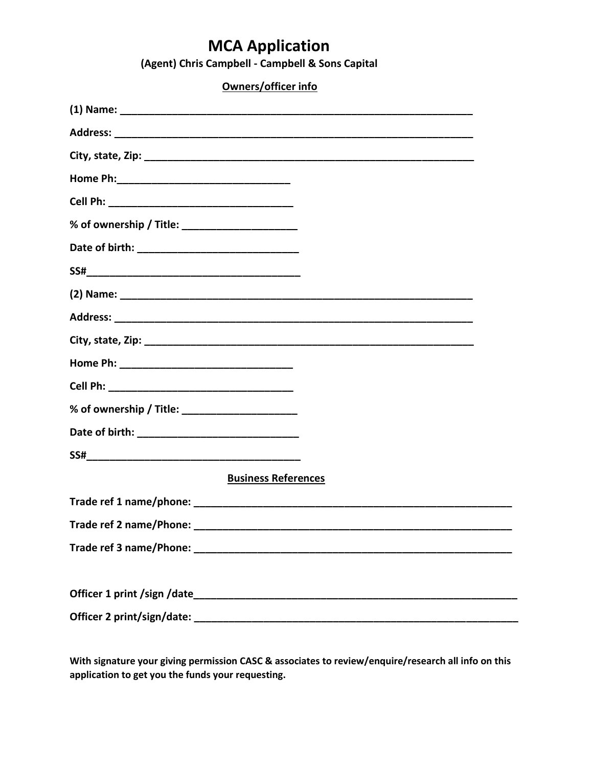# MCA Application

**(Agent) Chris Campbell - Campbell & Sons Capital**

**Owners/officer info**

**(1) Name:** ___________________________________________________________

**Address:** ___________________________________________________________

**City, state, Zip:** ______________________________________________________

**Home Ph:**____________________________

**Cell Ph:** ______________________________

**% of ownership / Title:** ___________________

**Date of birth:** __________________________

**SS#**____________________________________

**(2) Name:** ___________________________________________________________

**Address:** ___________________________________________________________

**City, state, Zip:** ______________________________________________________

**Home Ph:** ____________________________

**Cell Ph:** ______________________________

**% of ownership / Title:** ___________________

**Date of birth:** __________________________

**SS#**____________________________________

**Business References**

**Trade ref 1 name/phone:** ______________________________________________________

**Trade ref 2 name/Phone:** ______________________________________________________

**Trade ref 3 name/Phone:** ______________________________________________________

**Officer 1 print /sign /date**_____________________________________________________

**Officer 2 print/sign/date:** _____________________________________________________

**With signature your giving permission CASC & associates to review/enquire/research all info on this application to get you the funds your requesting.**